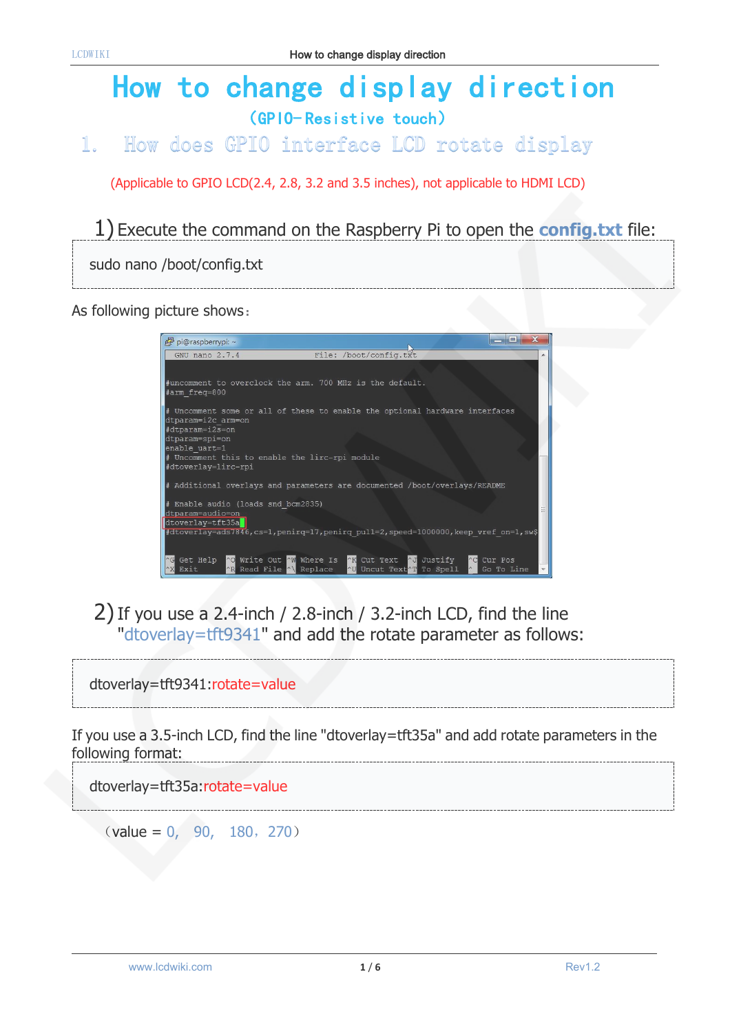# How to change display direction

## (GPIO-Resistive touch)

## 1. How does GPIO interface LCD rotate display

(Applicable to GPIO LCD(2.4, 2.8, 3.2 and 3.5 inches), not applicable to HDMI LCD)

1) Execute the command on the Raspberry Pi to open the **config.txt** file:

```
sudo nano /boot/config.txt
```

As following picture shows:

```
GNU nano 2.7.4                    File: /boot/config.txt

#uncomment to overclock the arm. 700 MHz is the default.
#arm_freq=800

# Uncomment some or all of these to enable the optional hardware interfaces
dtparam=i2c_arm=on
#dtparam=i2s=on
dtparam=spi=on
enable_uart=1
# Uncomment this to enable the lirc-rpi module
#dtoverlay=lirc-rpi

# Additional overlays and parameters are documented /boot/overlays/README

# Enable audio (loads snd_bcm2835)
dtparam=audio=on
dtoverlay=tft35a
#dtoverlay=ads7846,cs=1,penirq=17,penirq_pull=2,speed=1000000,keep_vref_on=1,sw$

^G Get Help   ^O Write Out  ^W Where Is   ^K Cut Text   ^J Justify    ^C Cur Pos
^X Exit       ^R Read File  ^\ Replace    ^U Uncut Text ^T To Spell   ^_ Go To Line
```

2) If you use a 2.4-inch / 2.8-inch / 3.2-inch LCD, find the line "dtoverlay=tft9341" and add the rotate parameter as follows:

```
dtoverlay=tft9341:rotate=value
```

If you use a 3.5-inch LCD, find the line "dtoverlay=tft35a" and add rotate parameters in the following format:

```
dtoverlay=tft35a:rotate=value
```

（value = 0, 90, 180, 270）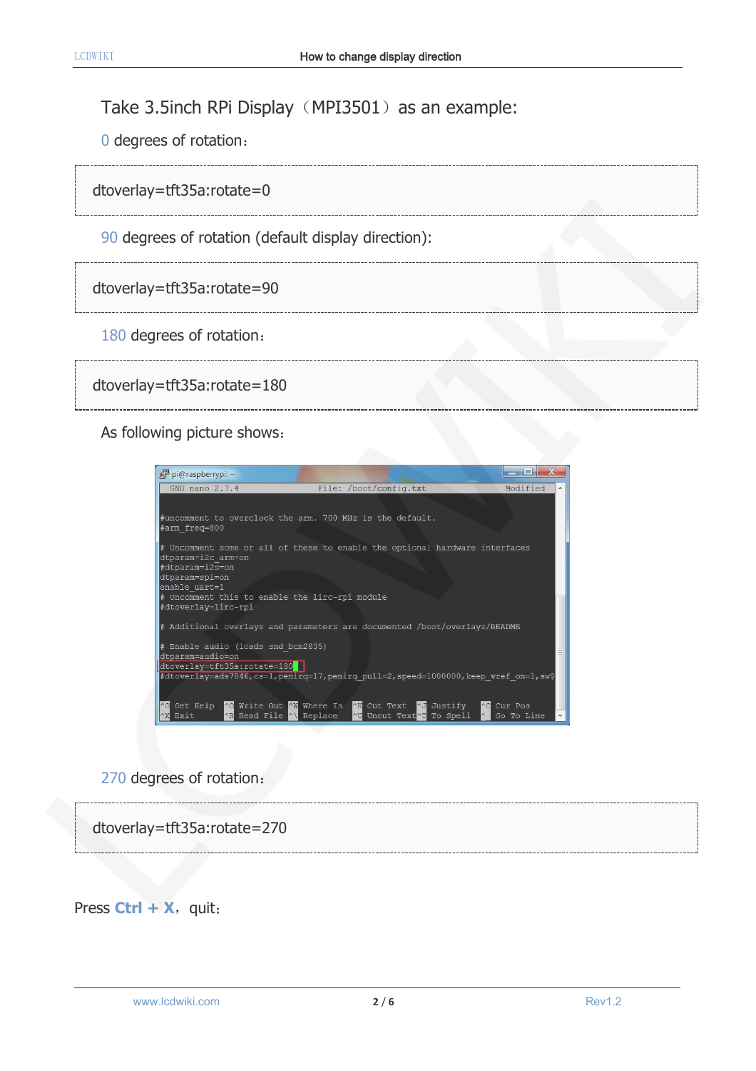Take 3.5inch RPi Display（MPI3501）as an example:

0 degrees of rotation：

```
dtoverlay=tft35a:rotate=0
```

90 degrees of rotation (default display direction):

```
dtoverlay=tft35a:rotate=90
```

180 degrees of rotation：

```
dtoverlay=tft35a:rotate=180
```

As following picture shows：

270 degrees of rotation：

```
dtoverlay=tft35a:rotate=270
```

Press **Ctrl + X**， quit；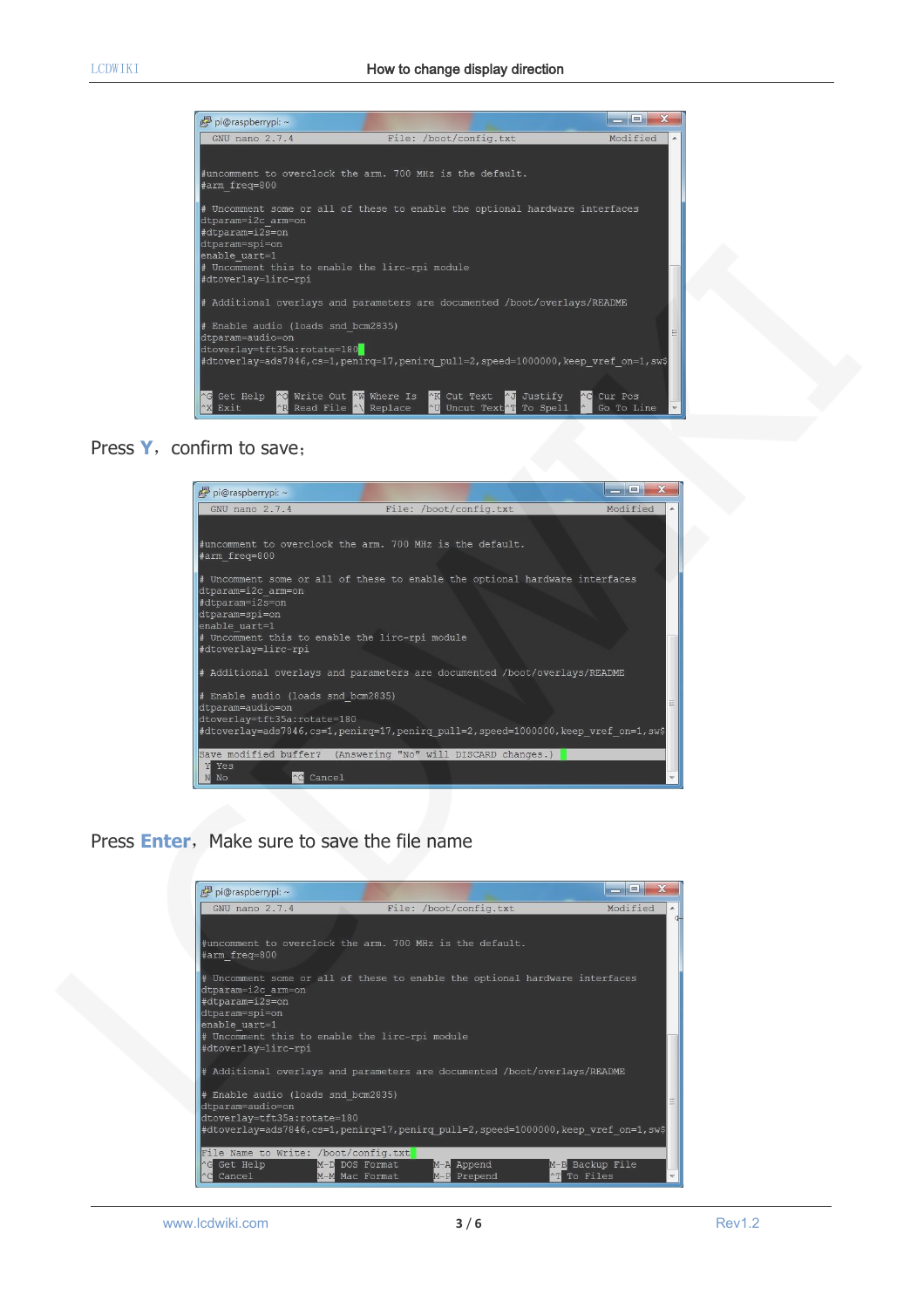```
pi@raspberrypi: ~
  GNU nano 2.7.4                    File: /boot/config.txt                    Modified

#uncomment to overclock the arm. 700 MHz is the default.
#arm_freq=800

# Uncomment some or all of these to enable the optional hardware interfaces
dtparam=i2c_arm=on
#dtparam=i2s=on
dtparam=spi=on
enable_uart=1
# Uncomment this to enable the lirc-rpi module
#dtoverlay=lirc-rpi

# Additional overlays and parameters are documented /boot/overlays/README

# Enable audio (loads snd_bcm2835)
dtparam=audio=on
dtoverlay=tft35a:rotate=180
#dtoverlay=ads7846,cs=1,penirq=17,penirq_pull=2,speed=1000000,keep_vref_on=1,sw$

^G Get Help   ^O Write Out  ^W Where Is   ^K Cut Text   ^J Justify    ^C Cur Pos
^X Exit       ^R Read File  ^\ Replace    ^U Uncut Text ^T To Spell   ^_ Go To Line
```

Press **Y**, confirm to save;

```
pi@raspberrypi: ~
  GNU nano 2.7.4                    File: /boot/config.txt                    Modified

#uncomment to overclock the arm. 700 MHz is the default.
#arm_freq=800

# Uncomment some or all of these to enable the optional hardware interfaces
dtparam=i2c_arm=on
#dtparam=i2s=on
dtparam=spi=on
enable_uart=1
# Uncomment this to enable the lirc-rpi module
#dtoverlay=lirc-rpi

# Additional overlays and parameters are documented /boot/overlays/README

# Enable audio (loads snd_bcm2835)
dtparam=audio=on
dtoverlay=tft35a:rotate=180
#dtoverlay=ads7846,cs=1,penirq=17,penirq_pull=2,speed=1000000,keep_vref_on=1,sw$

Save modified buffer?  (Answering "No" will DISCARD changes.)
 Y Yes
 N No           ^C Cancel
```

Press **Enter**, Make sure to save the file name

```
pi@raspberrypi: ~
  GNU nano 2.7.4                    File: /boot/config.txt                    Modified

#uncomment to overclock the arm. 700 MHz is the default.
#arm_freq=800

# Uncomment some or all of these to enable the optional hardware interfaces
dtparam=i2c_arm=on
#dtparam=i2s=on
dtparam=spi=on
enable_uart=1
# Uncomment this to enable the lirc-rpi module
#dtoverlay=lirc-rpi

# Additional overlays and parameters are documented /boot/overlays/README

# Enable audio (loads snd_bcm2835)
dtparam=audio=on
dtoverlay=tft35a:rotate=180
#dtoverlay=ads7846,cs=1,penirq=17,penirq_pull=2,speed=1000000,keep_vref_on=1,sw$

File Name to Write: /boot/config.txt
^G Get Help          M-D DOS Format       M-A Append           M-B Backup File
^C Cancel            M-M Mac Format       M-P Prepend          ^T To Files
```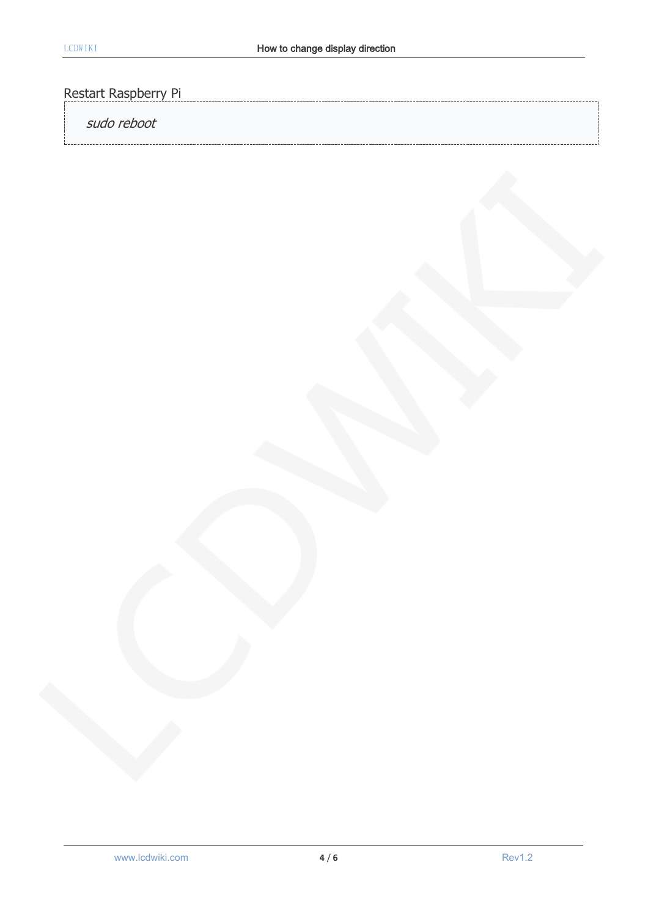Restart Raspberry Pi

```
sudo reboot
```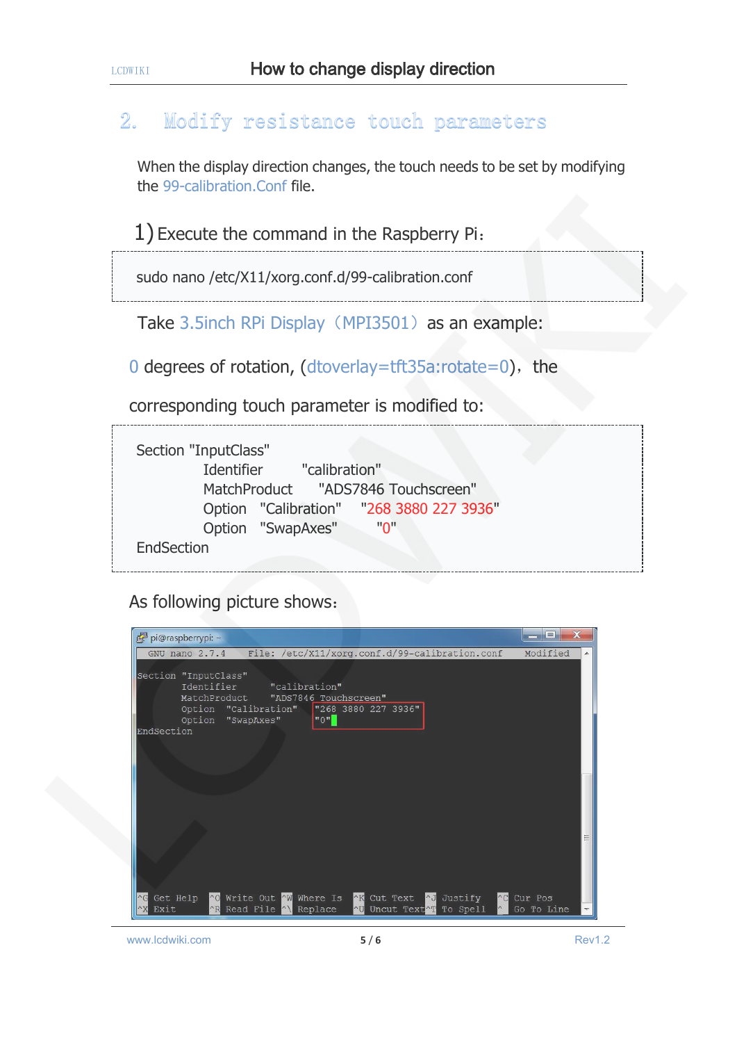## 2. Modify resistance touch parameters

When the display direction changes, the touch needs to be set by modifying the 99-calibration.Conf file.

1) Execute the command in the Raspberry Pi:

```
sudo nano /etc/X11/xorg.conf.d/99-calibration.conf
```

Take 3.5inch RPi Display（MPI3501）as an example:

0 degrees of rotation, (dtoverlay=tft35a:rotate=0), the corresponding touch parameter is modified to:

```
Section "InputClass"
        Identifier      "calibration"
        MatchProduct      "ADS7846 Touchscreen"
        Option   "Calibration"    "268 3880 227 3936"
        Option   "SwapAxes"       "0"
EndSection
```

As following picture shows: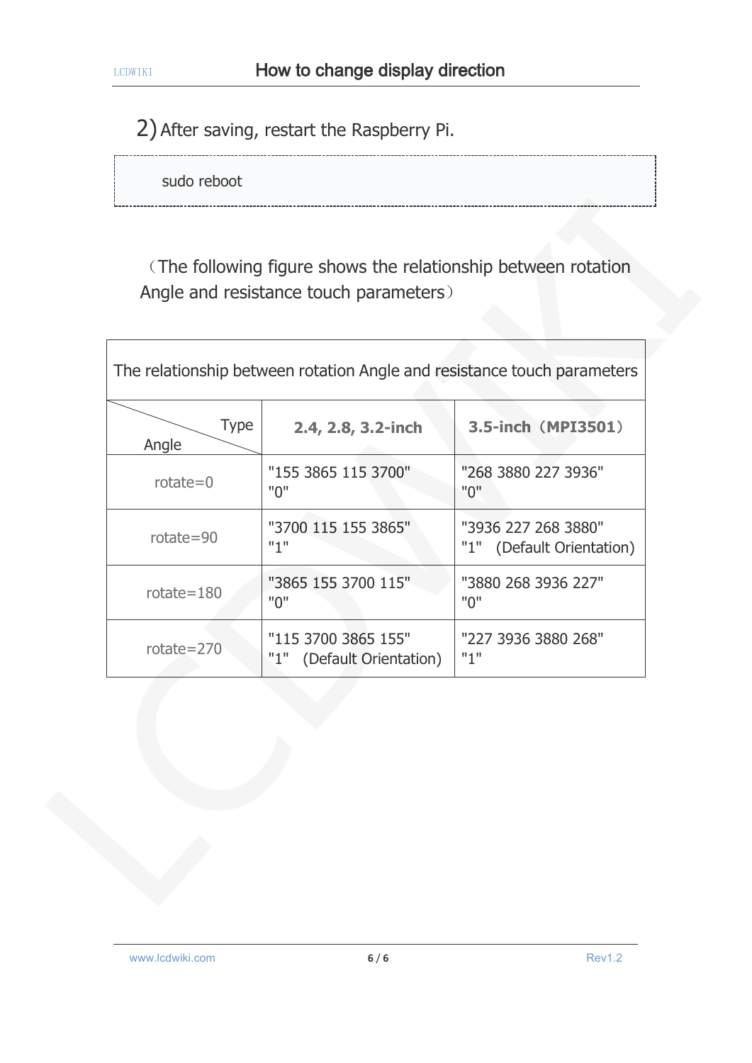2) After saving, restart the Raspberry Pi.

```
sudo reboot
```

（The following figure shows the relationship between rotation Angle and resistance touch parameters）

| The relationship between rotation Angle and resistance touch parameters | | |
|---|---|---|
| Type / Angle | **2.4, 2.8, 3.2-inch** | **3.5-inch（MPI3501）** |
| rotate=0 | "155 3865 115 3700"<br>"0" | "268 3880 227 3936"<br>"0" |
| rotate=90 | "3700 115 155 3865"<br>"1" | "3936 227 268 3880"<br>"1" (Default Orientation) |
| rotate=180 | "3865 155 3700 115"<br>"0" | "3880 268 3936 227"<br>"0" |
| rotate=270 | "115 3700 3865 155"<br>"1" (Default Orientation) | "227 3936 3880 268"<br>"1" |